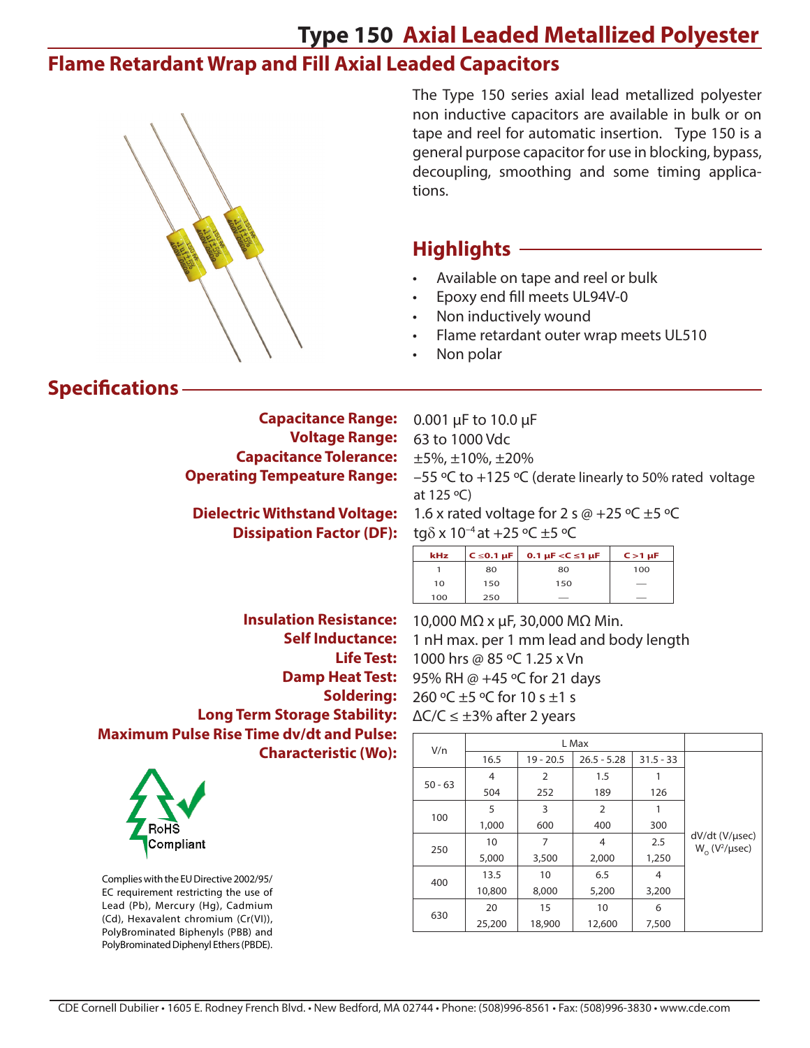# Type 150 Axial Leaded Metallized Polyester

## Flame Retardant Wrap and Fill Axial Leaded Capacitors

The Type 150 series axial lead metallized polyester non inductive capacitors are available in bulk or on tape and reel for automatic insertion. Type 150 is a general purpose capacitor for use in blocking, bypass, decoupling, smoothing and some timing applications.

## Highlights

- Available on tape and reel or bulk
- Epoxy end fill meets UL94V-0
- Non inductively wound
- Flame retardant outer wrap meets UL510
- Non polar

## Specifications

**Capacitance Range:** 0.001 µF to 10.0 µF

**Voltage Range:** 63 to 1000 Vdc

**Capacitance Tolerance:** ±5%, ±10%, ±20%

**Operating Tempeature Range:** −55 ºC to +125 ºC (derate linearly to 50% rated voltage at 125 ºC)

**Dielectric Withstand Voltage:** 1.6 x rated voltage for 2 s @ +25 ºC ±5 ºC

**Dissipation Factor (DF):** tgδ x $10^{-4}$ at +25 ºC ±5 ºC

| kHz | C ≤0.1 µF | 0.1 µF <C ≤1 µF | C >1 µF |
|---|---|---|---|
| 1 | 80 | 80 | 100 |
| 10 | 150 | 150 | — |
| 100 | 250 | — | — |

**Insulation Resistance:** 10,000 MΩ x µF, 30,000 MΩ Min.

**Self Inductance:** 1 nH max. per 1 mm lead and body length

**Life Test:** 1000 hrs @ 85 ºC 1.25 x Vn

**Damp Heat Test:** 95% RH @ +45 ºC for 21 days

**Soldering:** 260 ºC ±5 ºC for 10 s ±1 s

**Long Term Storage Stability:** ΔC/C ≤ ±3% after 2 years

**Maximum Pulse Rise Time dv/dt and Pulse: Characteristic (Wo):**

| V/n | L Max | | | | |
|---|---|---|---|---|---|
| | 16.5 | 19 - 20.5 | 26.5 - 5.28 | 31.5 - 33 | |
| 50 - 63 | 4 | 2 | 1.5 | 1 | dV/dt (V/µsec) |
| | 504 | 252 | 189 | 126 | $W_O$ ($V^2$/µsec) |
| 100 | 5 | 3 | 2 | 1 | dV/dt (V/µsec) |
| | 1,000 | 600 | 400 | 300 | $W_O$ ($V^2$/µsec) |
| 250 | 10 | 7 | 4 | 2.5 | dV/dt (V/µsec) |
| | 5,000 | 3,500 | 2,000 | 1,250 | $W_O$ ($V^2$/µsec) |
| 400 | 13.5 | 10 | 6.5 | 4 | dV/dt (V/µsec) |
| | 10,800 | 8,000 | 5,200 | 3,200 | $W_O$ ($V^2$/µsec) |
| 630 | 20 | 15 | 10 | 6 | dV/dt (V/µsec) |
| | 25,200 | 18,900 | 12,600 | 7,500 | $W_O$ ($V^2$/µsec) |

RoHS Compliant

Complies with the EU Directive 2002/95/EC requirement restricting the use of Lead (Pb), Mercury (Hg), Cadmium (Cd), Hexavalent chromium (Cr(VI)), PolyBrominated Biphenyls (PBB) and PolyBrominated Diphenyl Ethers (PBDE).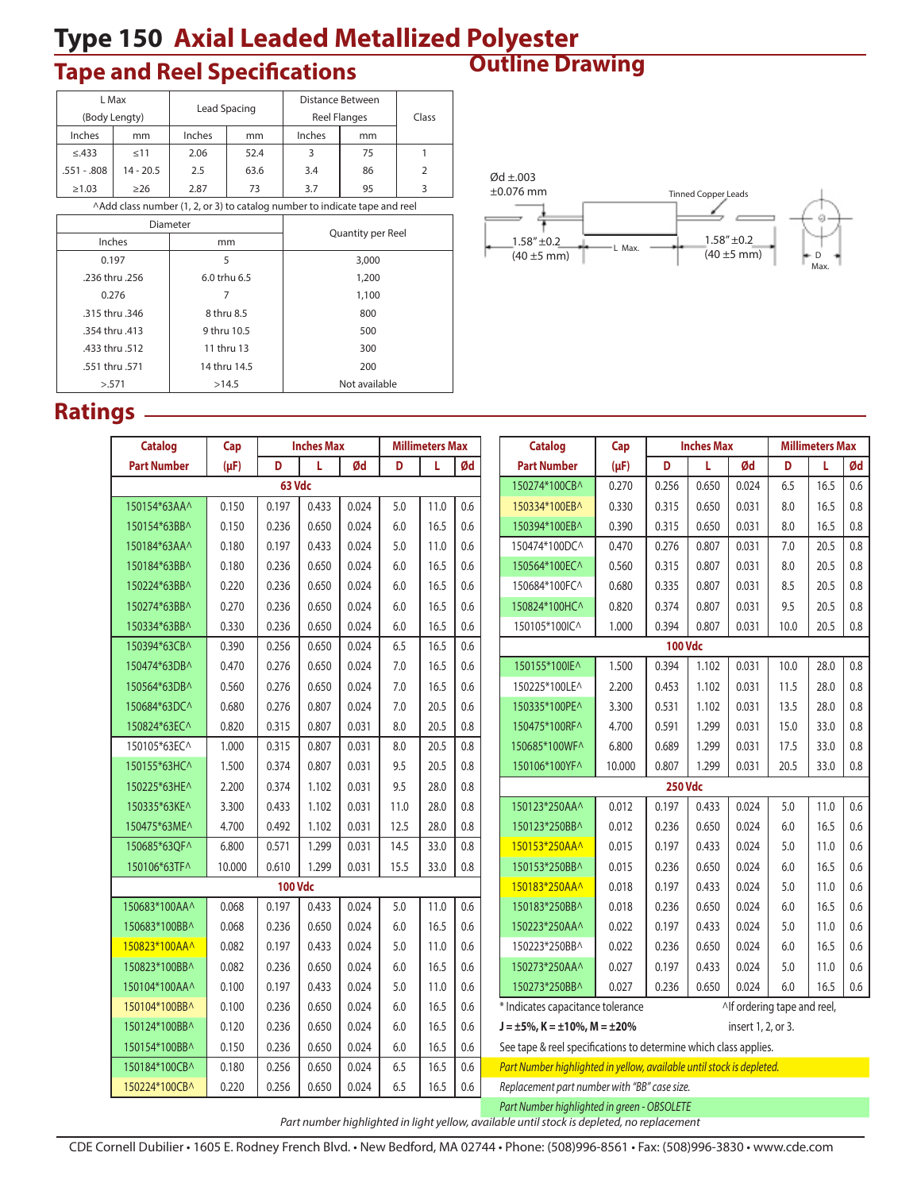# Type 150 Axial Leaded Metallized Polyester

## Tape and Reel Specifications

| L Max (Body Lengty) | | Lead Spacing | | Distance Between Reel Flanges | | Class |
|---|---|---|---|---|---|---|
| Inches | mm | Inches | mm | Inches | mm | |
| ≤.433 | ≤11 | 2.06 | 52.4 | 3 | 75 | 1 |
| .551 - .808 | 14 - 20.5 | 2.5 | 63.6 | 3.4 | 86 | 2 |
| ≥1.03 | ≥26 | 2.87 | 73 | 3.7 | 95 | 3 |

^Add class number (1, 2, or 3) to catalog number to indicate tape and reel

| Diameter | | Quantity per Reel |
|---|---|---|
| Inches | mm | |
| 0.197 | 5 | 3,000 |
| .236 thru .256 | 6.0 trhu 6.5 | 1,200 |
| 0.276 | 7 | 1,100 |
| .315 thru .346 | 8 thru 8.5 | 800 |
| .354 thru .413 | 9 thru 10.5 | 500 |
| .433 thru .512 | 11 thru 13 | 300 |
| .551 thru .571 | 14 thru 14.5 | 200 |
| >.571 | >14.5 | Not available |

## Outline Drawing

Ød ±.003
±0.076 mm

Tinned Copper Leads

1.58″ ±0.2 (40 ±5 mm) — L Max. — 1.58″ ±0.2 (40 ±5 mm)

D Max.

## Ratings

| Catalog Part Number | Cap (µF) | Inches Max D | Inches Max L | Inches Max Ød | Millimeters Max D | Millimeters Max L | Millimeters Max Ød |
|---|---|---|---|---|---|---|---|
| **63 Vdc** | | | | | | | |
| 150154*63AA^ | 0.150 | 0.197 | 0.433 | 0.024 | 5.0 | 11.0 | 0.6 |
| 150154*63BB^ | 0.150 | 0.236 | 0.650 | 0.024 | 6.0 | 16.5 | 0.6 |
| 150184*63AA^ | 0.180 | 0.197 | 0.433 | 0.024 | 5.0 | 11.0 | 0.6 |
| 150184*63BB^ | 0.180 | 0.236 | 0.650 | 0.024 | 6.0 | 16.5 | 0.6 |
| 150224*63BB^ | 0.220 | 0.236 | 0.650 | 0.024 | 6.0 | 16.5 | 0.6 |
| 150274*63BB^ | 0.270 | 0.236 | 0.650 | 0.024 | 6.0 | 16.5 | 0.6 |
| 150334*63BB^ | 0.330 | 0.236 | 0.650 | 0.024 | 6.0 | 16.5 | 0.6 |
| 150394*63CB^ | 0.390 | 0.256 | 0.650 | 0.024 | 6.5 | 16.5 | 0.6 |
| 150474*63DB^ | 0.470 | 0.276 | 0.650 | 0.024 | 7.0 | 16.5 | 0.6 |
| 150564*63DB^ | 0.560 | 0.276 | 0.650 | 0.024 | 7.0 | 16.5 | 0.6 |
| 150684*63DC^ | 0.680 | 0.276 | 0.807 | 0.024 | 7.0 | 20.5 | 0.6 |
| 150824*63EC^ | 0.820 | 0.315 | 0.807 | 0.031 | 8.0 | 20.5 | 0.8 |
| 150105*63EC^ | 1.000 | 0.315 | 0.807 | 0.031 | 8.0 | 20.5 | 0.8 |
| 150155*63HC^ | 1.500 | 0.374 | 0.807 | 0.031 | 9.5 | 20.5 | 0.8 |
| 150225*63HE^ | 2.200 | 0.374 | 1.102 | 0.031 | 9.5 | 28.0 | 0.8 |
| 150335*63KE^ | 3.300 | 0.433 | 1.102 | 0.031 | 11.0 | 28.0 | 0.8 |
| 150475*63ME^ | 4.700 | 0.492 | 1.102 | 0.031 | 12.5 | 28.0 | 0.8 |
| 150685*63QF^ | 6.800 | 0.571 | 1.299 | 0.031 | 14.5 | 33.0 | 0.8 |
| 150106*63TF^ | 10.000 | 0.610 | 1.299 | 0.031 | 15.5 | 33.0 | 0.8 |
| **100 Vdc** | | | | | | | |
| 150683*100AA^ | 0.068 | 0.197 | 0.433 | 0.024 | 5.0 | 11.0 | 0.6 |
| 150683*100BB^ | 0.068 | 0.236 | 0.650 | 0.024 | 6.0 | 16.5 | 0.6 |
| 150823*100AA^ | 0.082 | 0.197 | 0.433 | 0.024 | 5.0 | 11.0 | 0.6 |
| 150823*100BB^ | 0.082 | 0.236 | 0.650 | 0.024 | 6.0 | 16.5 | 0.6 |
| 150104*100AA^ | 0.100 | 0.197 | 0.433 | 0.024 | 5.0 | 11.0 | 0.6 |
| 150104*100BB^ | 0.100 | 0.236 | 0.650 | 0.024 | 6.0 | 16.5 | 0.6 |
| 150124*100BB^ | 0.120 | 0.236 | 0.650 | 0.024 | 6.0 | 16.5 | 0.6 |
| 150154*100BB^ | 0.150 | 0.236 | 0.650 | 0.024 | 6.0 | 16.5 | 0.6 |
| 150184*100CB^ | 0.180 | 0.256 | 0.650 | 0.024 | 6.5 | 16.5 | 0.6 |
| 150224*100CB^ | 0.220 | 0.256 | 0.650 | 0.024 | 6.5 | 16.5 | 0.6 |
| 150274*100CB^ | 0.270 | 0.256 | 0.650 | 0.024 | 6.5 | 16.5 | 0.6 |
| 150334*100EB^ | 0.330 | 0.315 | 0.650 | 0.031 | 8.0 | 16.5 | 0.8 |
| 150394*100EB^ | 0.390 | 0.315 | 0.650 | 0.031 | 8.0 | 16.5 | 0.8 |
| 150474*100DC^ | 0.470 | 0.276 | 0.807 | 0.031 | 7.0 | 20.5 | 0.8 |
| 150564*100EC^ | 0.560 | 0.315 | 0.807 | 0.031 | 8.0 | 20.5 | 0.8 |
| 150684*100FC^ | 0.680 | 0.335 | 0.807 | 0.031 | 8.5 | 20.5 | 0.8 |
| 150824*100HC^ | 0.820 | 0.374 | 0.807 | 0.031 | 9.5 | 20.5 | 0.8 |
| 150105*100IC^ | 1.000 | 0.394 | 0.807 | 0.031 | 10.0 | 20.5 | 0.8 |
| **100 Vdc** | | | | | | | |
| 150155*100IE^ | 1.500 | 0.394 | 1.102 | 0.031 | 10.0 | 28.0 | 0.8 |
| 150225*100LE^ | 2.200 | 0.453 | 1.102 | 0.031 | 11.5 | 28.0 | 0.8 |
| 150335*100PE^ | 3.300 | 0.531 | 1.102 | 0.031 | 13.5 | 28.0 | 0.8 |
| 150475*100RF^ | 4.700 | 0.591 | 1.299 | 0.031 | 15.0 | 33.0 | 0.8 |
| 150685*100WF^ | 6.800 | 0.689 | 1.299 | 0.031 | 17.5 | 33.0 | 0.8 |
| 150106*100YF^ | 10.000 | 0.807 | 1.299 | 0.031 | 20.5 | 33.0 | 0.8 |
| **250 Vdc** | | | | | | | |
| 150123*250AA^ | 0.012 | 0.197 | 0.433 | 0.024 | 5.0 | 11.0 | 0.6 |
| 150123*250BB^ | 0.012 | 0.236 | 0.650 | 0.024 | 6.0 | 16.5 | 0.6 |
| 150153*250AA^ | 0.015 | 0.197 | 0.433 | 0.024 | 5.0 | 11.0 | 0.6 |
| 150153*250BB^ | 0.015 | 0.236 | 0.650 | 0.024 | 6.0 | 16.5 | 0.6 |
| 150183*250AA^ | 0.018 | 0.197 | 0.433 | 0.024 | 5.0 | 11.0 | 0.6 |
| 150183*250BB^ | 0.018 | 0.236 | 0.650 | 0.024 | 6.0 | 16.5 | 0.6 |
| 150223*250AA^ | 0.022 | 0.197 | 0.433 | 0.024 | 5.0 | 11.0 | 0.6 |
| 150223*250BB^ | 0.022 | 0.236 | 0.650 | 0.024 | 6.0 | 16.5 | 0.6 |
| 150273*250AA^ | 0.027 | 0.197 | 0.433 | 0.024 | 5.0 | 11.0 | 0.6 |
| 150273*250BB^ | 0.027 | 0.236 | 0.650 | 0.024 | 6.0 | 16.5 | 0.6 |

\* Indicates capacitance tolerance

**J = ±5%, K = ±10%, M = ±20%**

^If ordering tape and reel, insert 1, 2, or 3.

See tape & reel specifications to determine which class applies.

*Part Number highlighted in yellow, available until stock is depleted.*

*Replacement part number with "BB" case size.*

*Part Number highlighted in green - OBSOLETE*

*Part number highlighted in light yellow, available until stock is depleted, no replacement*

CDE Cornell Dubilier • 1605 E. Rodney French Blvd. • New Bedford, MA 02744 • Phone: (508)996-8561 • Fax: (508)996-3830 • www.cde.com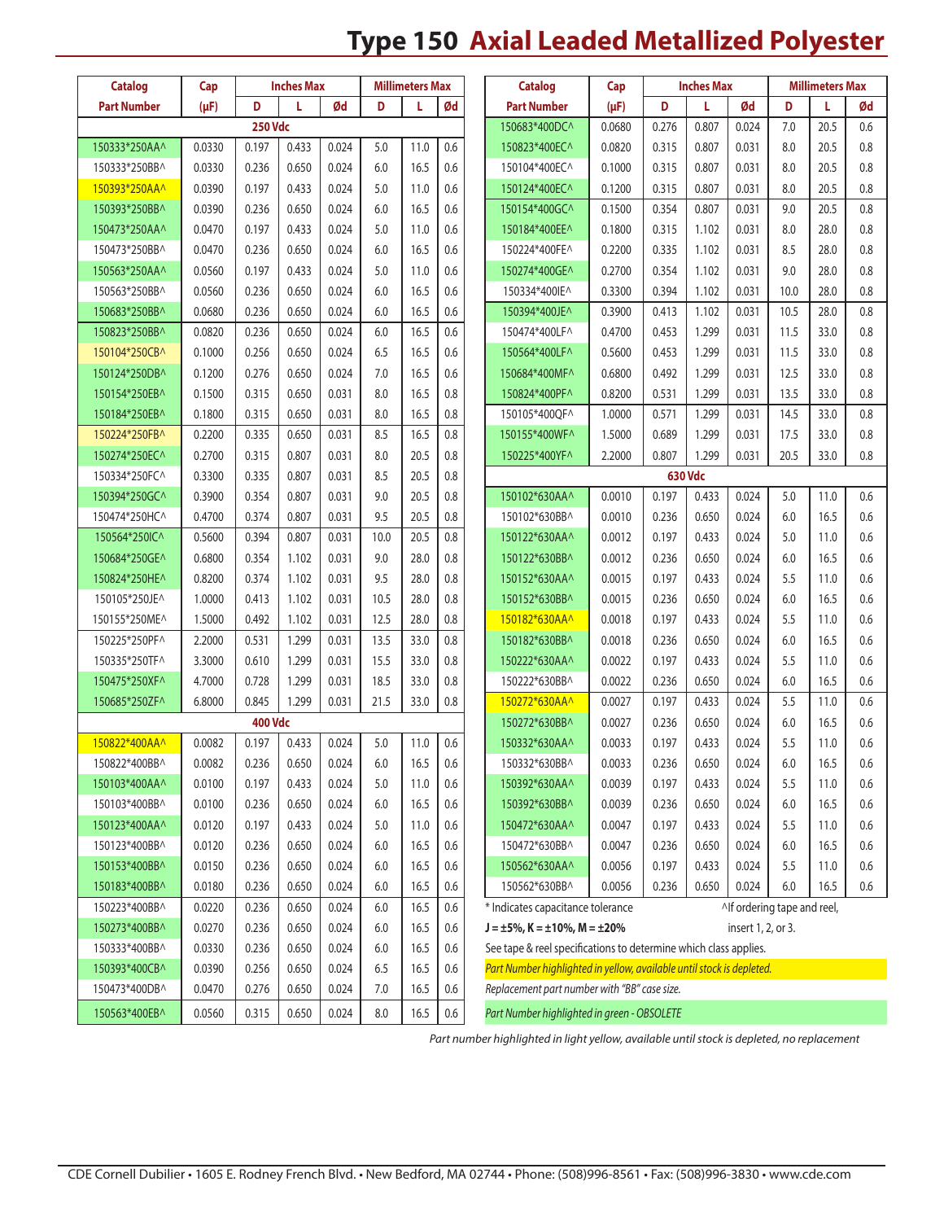# Type 150 Axial Leaded Metallized Polyester

| Catalog Part Number | Cap (µF) | Inches Max D | Inches Max L | Inches Max Ød | Millimeters Max D | Millimeters Max L | Millimeters Max Ød |
|---|---|---|---|---|---|---|---|
| **250 Vdc** | | | | | | | |
| 150333*250AA^ | 0.0330 | 0.197 | 0.433 | 0.024 | 5.0 | 11.0 | 0.6 |
| 150333*250BB^ | 0.0330 | 0.236 | 0.650 | 0.024 | 6.0 | 16.5 | 0.6 |
| 150393*250AA^ | 0.0390 | 0.197 | 0.433 | 0.024 | 5.0 | 11.0 | 0.6 |
| 150393*250BB^ | 0.0390 | 0.236 | 0.650 | 0.024 | 6.0 | 16.5 | 0.6 |
| 150473*250AA^ | 0.0470 | 0.197 | 0.433 | 0.024 | 5.0 | 11.0 | 0.6 |
| 150473*250BB^ | 0.0470 | 0.236 | 0.650 | 0.024 | 6.0 | 16.5 | 0.6 |
| 150563*250AA^ | 0.0560 | 0.197 | 0.433 | 0.024 | 5.0 | 11.0 | 0.6 |
| 150563*250BB^ | 0.0560 | 0.236 | 0.650 | 0.024 | 6.0 | 16.5 | 0.6 |
| 150683*250BB^ | 0.0680 | 0.236 | 0.650 | 0.024 | 6.0 | 16.5 | 0.6 |
| 150823*250BB^ | 0.0820 | 0.236 | 0.650 | 0.024 | 6.0 | 16.5 | 0.6 |
| 150104*250CB^ | 0.1000 | 0.256 | 0.650 | 0.024 | 6.5 | 16.5 | 0.6 |
| 150124*250DB^ | 0.1200 | 0.276 | 0.650 | 0.024 | 7.0 | 16.5 | 0.6 |
| 150154*250EB^ | 0.1500 | 0.315 | 0.650 | 0.031 | 8.0 | 16.5 | 0.8 |
| 150184*250EB^ | 0.1800 | 0.315 | 0.650 | 0.031 | 8.0 | 16.5 | 0.8 |
| 150224*250FB^ | 0.2200 | 0.335 | 0.650 | 0.031 | 8.5 | 16.5 | 0.8 |
| 150274*250EC^ | 0.2700 | 0.315 | 0.807 | 0.031 | 8.0 | 20.5 | 0.8 |
| 150334*250FC^ | 0.3300 | 0.335 | 0.807 | 0.031 | 8.5 | 20.5 | 0.8 |
| 150394*250GC^ | 0.3900 | 0.354 | 0.807 | 0.031 | 9.0 | 20.5 | 0.8 |
| 150474*250HC^ | 0.4700 | 0.374 | 0.807 | 0.031 | 9.5 | 20.5 | 0.8 |
| 150564*250IC^ | 0.5600 | 0.394 | 0.807 | 0.031 | 10.0 | 20.5 | 0.8 |
| 150684*250GE^ | 0.6800 | 0.354 | 1.102 | 0.031 | 9.0 | 28.0 | 0.8 |
| 150824*250HE^ | 0.8200 | 0.374 | 1.102 | 0.031 | 9.5 | 28.0 | 0.8 |
| 150105*250JE^ | 1.0000 | 0.413 | 1.102 | 0.031 | 10.5 | 28.0 | 0.8 |
| 150155*250ME^ | 1.5000 | 0.492 | 1.102 | 0.031 | 12.5 | 28.0 | 0.8 |
| 150225*250PF^ | 2.2000 | 0.531 | 1.299 | 0.031 | 13.5 | 33.0 | 0.8 |
| 150335*250TF^ | 3.3000 | 0.610 | 1.299 | 0.031 | 15.5 | 33.0 | 0.8 |
| 150475*250XF^ | 4.7000 | 0.728 | 1.299 | 0.031 | 18.5 | 33.0 | 0.8 |
| 150685*250ZF^ | 6.8000 | 0.845 | 1.299 | 0.031 | 21.5 | 33.0 | 0.8 |
| **400 Vdc** | | | | | | | |
| 150822*400AA^ | 0.0082 | 0.197 | 0.433 | 0.024 | 5.0 | 11.0 | 0.6 |
| 150822*400BB^ | 0.0082 | 0.236 | 0.650 | 0.024 | 6.0 | 16.5 | 0.6 |
| 150103*400AA^ | 0.0100 | 0.197 | 0.433 | 0.024 | 5.0 | 11.0 | 0.6 |
| 150103*400BB^ | 0.0100 | 0.236 | 0.650 | 0.024 | 6.0 | 16.5 | 0.6 |
| 150123*400AA^ | 0.0120 | 0.197 | 0.433 | 0.024 | 5.0 | 11.0 | 0.6 |
| 150123*400BB^ | 0.0120 | 0.236 | 0.650 | 0.024 | 6.0 | 16.5 | 0.6 |
| 150153*400BB^ | 0.0150 | 0.236 | 0.650 | 0.024 | 6.0 | 16.5 | 0.6 |
| 150183*400BB^ | 0.0180 | 0.236 | 0.650 | 0.024 | 6.0 | 16.5 | 0.6 |
| 150223*400BB^ | 0.0220 | 0.236 | 0.650 | 0.024 | 6.0 | 16.5 | 0.6 |
| 150273*400BB^ | 0.0270 | 0.236 | 0.650 | 0.024 | 6.0 | 16.5 | 0.6 |
| 150333*400BB^ | 0.0330 | 0.236 | 0.650 | 0.024 | 6.0 | 16.5 | 0.6 |
| 150393*400CB^ | 0.0390 | 0.256 | 0.650 | 0.024 | 6.5 | 16.5 | 0.6 |
| 150473*400DB^ | 0.0470 | 0.276 | 0.650 | 0.024 | 7.0 | 16.5 | 0.6 |
| 150563*400EB^ | 0.0560 | 0.315 | 0.650 | 0.024 | 8.0 | 16.5 | 0.6 |
| 150683*400DC^ | 0.0680 | 0.276 | 0.807 | 0.024 | 7.0 | 20.5 | 0.6 |
| 150823*400EC^ | 0.0820 | 0.315 | 0.807 | 0.031 | 8.0 | 20.5 | 0.8 |
| 150104*400EC^ | 0.1000 | 0.315 | 0.807 | 0.031 | 8.0 | 20.5 | 0.8 |
| 150124*400EC^ | 0.1200 | 0.315 | 0.807 | 0.031 | 8.0 | 20.5 | 0.8 |
| 150154*400GC^ | 0.1500 | 0.354 | 0.807 | 0.031 | 9.0 | 20.5 | 0.8 |
| 150184*400EE^ | 0.1800 | 0.315 | 1.102 | 0.031 | 8.0 | 28.0 | 0.8 |
| 150224*400FE^ | 0.2200 | 0.335 | 1.102 | 0.031 | 8.5 | 28.0 | 0.8 |
| 150274*400GE^ | 0.2700 | 0.354 | 1.102 | 0.031 | 9.0 | 28.0 | 0.8 |
| 150334*400IE^ | 0.3300 | 0.394 | 1.102 | 0.031 | 10.0 | 28.0 | 0.8 |
| 150394*400JE^ | 0.3900 | 0.413 | 1.102 | 0.031 | 10.5 | 28.0 | 0.8 |
| 150474*400LF^ | 0.4700 | 0.453 | 1.299 | 0.031 | 11.5 | 33.0 | 0.8 |
| 150564*400LF^ | 0.5600 | 0.453 | 1.299 | 0.031 | 11.5 | 33.0 | 0.8 |
| 150684*400MF^ | 0.6800 | 0.492 | 1.299 | 0.031 | 12.5 | 33.0 | 0.8 |
| 150824*400PF^ | 0.8200 | 0.531 | 1.299 | 0.031 | 13.5 | 33.0 | 0.8 |
| 150105*400QF^ | 1.0000 | 0.571 | 1.299 | 0.031 | 14.5 | 33.0 | 0.8 |
| 150155*400WF^ | 1.5000 | 0.689 | 1.299 | 0.031 | 17.5 | 33.0 | 0.8 |
| 150225*400YF^ | 2.2000 | 0.807 | 1.299 | 0.031 | 20.5 | 33.0 | 0.8 |
| **630 Vdc** | | | | | | | |
| 150102*630AA^ | 0.0010 | 0.197 | 0.433 | 0.024 | 5.0 | 11.0 | 0.6 |
| 150102*630BB^ | 0.0010 | 0.236 | 0.650 | 0.024 | 6.0 | 16.5 | 0.6 |
| 150122*630AA^ | 0.0012 | 0.197 | 0.433 | 0.024 | 5.0 | 11.0 | 0.6 |
| 150122*630BB^ | 0.0012 | 0.236 | 0.650 | 0.024 | 6.0 | 16.5 | 0.6 |
| 150152*630AA^ | 0.0015 | 0.197 | 0.433 | 0.024 | 5.5 | 11.0 | 0.6 |
| 150152*630BB^ | 0.0015 | 0.236 | 0.650 | 0.024 | 6.0 | 16.5 | 0.6 |
| 150182*630AA^ | 0.0018 | 0.197 | 0.433 | 0.024 | 5.5 | 11.0 | 0.6 |
| 150182*630BB^ | 0.0018 | 0.236 | 0.650 | 0.024 | 6.0 | 16.5 | 0.6 |
| 150222*630AA^ | 0.0022 | 0.197 | 0.433 | 0.024 | 5.5 | 11.0 | 0.6 |
| 150222*630BB^ | 0.0022 | 0.236 | 0.650 | 0.024 | 6.0 | 16.5 | 0.6 |
| 150272*630AA^ | 0.0027 | 0.197 | 0.433 | 0.024 | 5.5 | 11.0 | 0.6 |
| 150272*630BB^ | 0.0027 | 0.236 | 0.650 | 0.024 | 6.0 | 16.5 | 0.6 |
| 150332*630AA^ | 0.0033 | 0.197 | 0.433 | 0.024 | 5.5 | 11.0 | 0.6 |
| 150332*630BB^ | 0.0033 | 0.236 | 0.650 | 0.024 | 6.0 | 16.5 | 0.6 |
| 150392*630AA^ | 0.0039 | 0.197 | 0.433 | 0.024 | 5.5 | 11.0 | 0.6 |
| 150392*630BB^ | 0.0039 | 0.236 | 0.650 | 0.024 | 6.0 | 16.5 | 0.6 |
| 150472*630AA^ | 0.0047 | 0.197 | 0.433 | 0.024 | 5.5 | 11.0 | 0.6 |
| 150472*630BB^ | 0.0047 | 0.236 | 0.650 | 0.024 | 6.0 | 16.5 | 0.6 |
| 150562*630AA^ | 0.0056 | 0.197 | 0.433 | 0.024 | 5.5 | 11.0 | 0.6 |
| 150562*630BB^ | 0.0056 | 0.236 | 0.650 | 0.024 | 6.0 | 16.5 | 0.6 |

\* Indicates capacitance tolerance

**J = ±5%, K = ±10%, M = ±20%**

^If ordering tape and reel, insert 1, 2, or 3.

See tape & reel specifications to determine which class applies.

*Part Number highlighted in yellow, available until stock is depleted.*

*Replacement part number with "BB" case size.*

*Part Number highlighted in green - OBSOLETE*

*Part number highlighted in light yellow, available until stock is depleted, no replacement*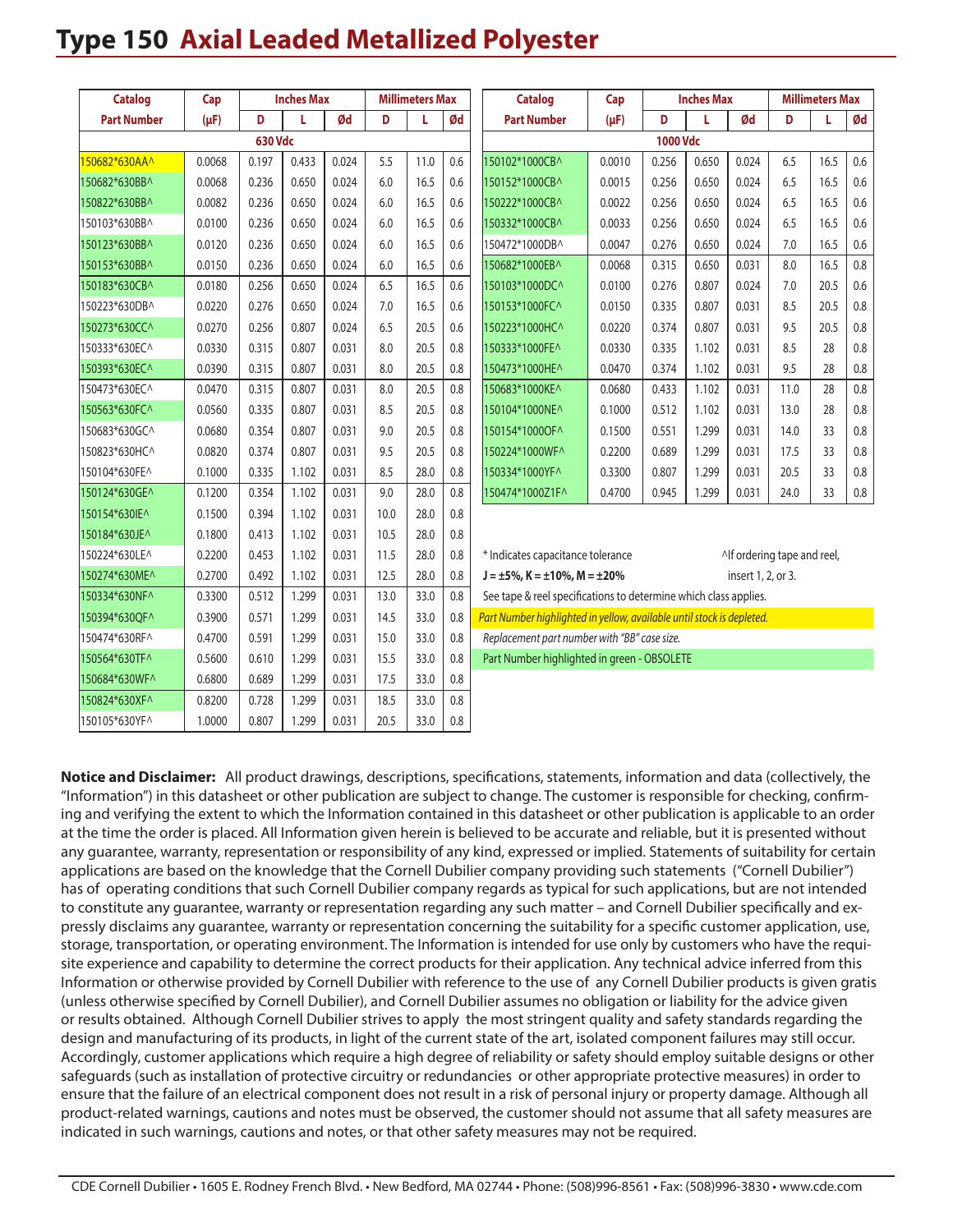# Type 150 Axial Leaded Metallized Polyester

| Catalog Part Number | Cap (µF) | Inches Max D | Inches Max L | Inches Max Ød | Millimeters Max D | Millimeters Max L | Millimeters Max Ød |
|---|---|---|---|---|---|---|---|
| **630 Vdc** | | | | | | | |
| 150682*630AA^ | 0.0068 | 0.197 | 0.433 | 0.024 | 5.5 | 11.0 | 0.6 |
| 150682*630BB^ | 0.0068 | 0.236 | 0.650 | 0.024 | 6.0 | 16.5 | 0.6 |
| 150822*630BB^ | 0.0082 | 0.236 | 0.650 | 0.024 | 6.0 | 16.5 | 0.6 |
| 150103*630BB^ | 0.0100 | 0.236 | 0.650 | 0.024 | 6.0 | 16.5 | 0.6 |
| 150123*630BB^ | 0.0120 | 0.236 | 0.650 | 0.024 | 6.0 | 16.5 | 0.6 |
| 150153*630BB^ | 0.0150 | 0.236 | 0.650 | 0.024 | 6.0 | 16.5 | 0.6 |
| 150183*630CB^ | 0.0180 | 0.256 | 0.650 | 0.024 | 6.5 | 16.5 | 0.6 |
| 150223*630DB^ | 0.0220 | 0.276 | 0.650 | 0.024 | 7.0 | 16.5 | 0.6 |
| 150273*630CC^ | 0.0270 | 0.256 | 0.807 | 0.024 | 6.5 | 20.5 | 0.6 |
| 150333*630EC^ | 0.0330 | 0.315 | 0.807 | 0.031 | 8.0 | 20.5 | 0.8 |
| 150393*630EC^ | 0.0390 | 0.315 | 0.807 | 0.031 | 8.0 | 20.5 | 0.8 |
| 150473*630EC^ | 0.0470 | 0.315 | 0.807 | 0.031 | 8.0 | 20.5 | 0.8 |
| 150563*630FC^ | 0.0560 | 0.335 | 0.807 | 0.031 | 8.5 | 20.5 | 0.8 |
| 150683*630GC^ | 0.0680 | 0.354 | 0.807 | 0.031 | 9.0 | 20.5 | 0.8 |
| 150823*630HC^ | 0.0820 | 0.374 | 0.807 | 0.031 | 9.5 | 20.5 | 0.8 |
| 150104*630FE^ | 0.1000 | 0.335 | 1.102 | 0.031 | 8.5 | 28.0 | 0.8 |
| 150124*630GE^ | 0.1200 | 0.354 | 1.102 | 0.031 | 9.0 | 28.0 | 0.8 |
| 150154*630IE^ | 0.1500 | 0.394 | 1.102 | 0.031 | 10.0 | 28.0 | 0.8 |
| 150184*630JE^ | 0.1800 | 0.413 | 1.102 | 0.031 | 10.5 | 28.0 | 0.8 |
| 150224*630LE^ | 0.2200 | 0.453 | 1.102 | 0.031 | 11.5 | 28.0 | 0.8 |
| 150274*630ME^ | 0.2700 | 0.492 | 1.102 | 0.031 | 12.5 | 28.0 | 0.8 |
| 150334*630NF^ | 0.3300 | 0.512 | 1.299 | 0.031 | 13.0 | 33.0 | 0.8 |
| 150394*630QF^ | 0.3900 | 0.571 | 1.299 | 0.031 | 14.5 | 33.0 | 0.8 |
| 150474*630RF^ | 0.4700 | 0.591 | 1.299 | 0.031 | 15.0 | 33.0 | 0.8 |
| 150564*630TF^ | 0.5600 | 0.610 | 1.299 | 0.031 | 15.5 | 33.0 | 0.8 |
| 150684*630WF^ | 0.6800 | 0.689 | 1.299 | 0.031 | 17.5 | 33.0 | 0.8 |
| 150824*630XF^ | 0.8200 | 0.728 | 1.299 | 0.031 | 18.5 | 33.0 | 0.8 |
| 150105*630YF^ | 1.0000 | 0.807 | 1.299 | 0.031 | 20.5 | 33.0 | 0.8 |

| Catalog Part Number | Cap (µF) | Inches Max D | Inches Max L | Inches Max Ød | Millimeters Max D | Millimeters Max L | Millimeters Max Ød |
|---|---|---|---|---|---|---|---|
| **1000 Vdc** | | | | | | | |
| 150102*1000CB^ | 0.0010 | 0.256 | 0.650 | 0.024 | 6.5 | 16.5 | 0.6 |
| 150152*1000CB^ | 0.0015 | 0.256 | 0.650 | 0.024 | 6.5 | 16.5 | 0.6 |
| 150222*1000CB^ | 0.0022 | 0.256 | 0.650 | 0.024 | 6.5 | 16.5 | 0.6 |
| 150332*1000CB^ | 0.0033 | 0.256 | 0.650 | 0.024 | 6.5 | 16.5 | 0.6 |
| 150472*1000DB^ | 0.0047 | 0.276 | 0.650 | 0.024 | 7.0 | 16.5 | 0.6 |
| 150682*1000EB^ | 0.0068 | 0.315 | 0.650 | 0.031 | 8.0 | 16.5 | 0.8 |
| 150103*1000DC^ | 0.0100 | 0.276 | 0.807 | 0.024 | 7.0 | 20.5 | 0.6 |
| 150153*1000FC^ | 0.0150 | 0.335 | 0.807 | 0.031 | 8.5 | 20.5 | 0.8 |
| 150223*1000HC^ | 0.0220 | 0.374 | 0.807 | 0.031 | 9.5 | 20.5 | 0.8 |
| 150333*1000FE^ | 0.0330 | 0.335 | 1.102 | 0.031 | 8.5 | 28 | 0.8 |
| 150473*1000HE^ | 0.0470 | 0.374 | 1.102 | 0.031 | 9.5 | 28 | 0.8 |
| 150683*1000KE^ | 0.0680 | 0.433 | 1.102 | 0.031 | 11.0 | 28 | 0.8 |
| 150104*1000NE^ | 0.1000 | 0.512 | 1.102 | 0.031 | 13.0 | 28 | 0.8 |
| 150154*1000OF^ | 0.1500 | 0.551 | 1.299 | 0.031 | 14.0 | 33 | 0.8 |
| 150224*1000WF^ | 0.2200 | 0.689 | 1.299 | 0.031 | 17.5 | 33 | 0.8 |
| 150334*1000YF^ | 0.3300 | 0.807 | 1.299 | 0.031 | 20.5 | 33 | 0.8 |
| 150474*1000Z1F^ | 0.4700 | 0.945 | 1.299 | 0.031 | 24.0 | 33 | 0.8 |

\* Indicates capacitance tolerance

**J = ±5%, K = ±10%, M = ±20%**

^If ordering tape and reel, insert 1, 2, or 3.

See tape & reel specifications to determine which class applies.

*Part Number highlighted in yellow, available until stock is depleted.*

*Replacement part number with "BB" case size.*

Part Number highlighted in green - OBSOLETE

**Notice and Disclaimer:** All product drawings, descriptions, specifications, statements, information and data (collectively, the "Information") in this datasheet or other publication are subject to change. The customer is responsible for checking, confirming and verifying the extent to which the Information contained in this datasheet or other publication is applicable to an order at the time the order is placed. All Information given herein is believed to be accurate and reliable, but it is presented without any guarantee, warranty, representation or responsibility of any kind, expressed or implied. Statements of suitability for certain applications are based on the knowledge that the Cornell Dubilier company providing such statements ("Cornell Dubilier") has of operating conditions that such Cornell Dubilier company regards as typical for such applications, but are not intended to constitute any guarantee, warranty or representation regarding any such matter – and Cornell Dubilier specifically and expressly disclaims any guarantee, warranty or representation concerning the suitability for a specific customer application, use, storage, transportation, or operating environment. The Information is intended for use only by customers who have the requisite experience and capability to determine the correct products for their application. Any technical advice inferred from this Information or otherwise provided by Cornell Dubilier with reference to the use of any Cornell Dubilier products is given gratis (unless otherwise specified by Cornell Dubilier), and Cornell Dubilier assumes no obligation or liability for the advice given or results obtained. Although Cornell Dubilier strives to apply the most stringent quality and safety standards regarding the design and manufacturing of its products, in light of the current state of the art, isolated component failures may still occur. Accordingly, customer applications which require a high degree of reliability or safety should employ suitable designs or other safeguards (such as installation of protective circuitry or redundancies or other appropriate protective measures) in order to ensure that the failure of an electrical component does not result in a risk of personal injury or property damage. Although all product-related warnings, cautions and notes must be observed, the customer should not assume that all safety measures are indicated in such warnings, cautions and notes, or that other safety measures may not be required.

CDE Cornell Dubilier • 1605 E. Rodney French Blvd. • New Bedford, MA 02744 • Phone: (508)996-8561 • Fax: (508)996-3830 • www.cde.com